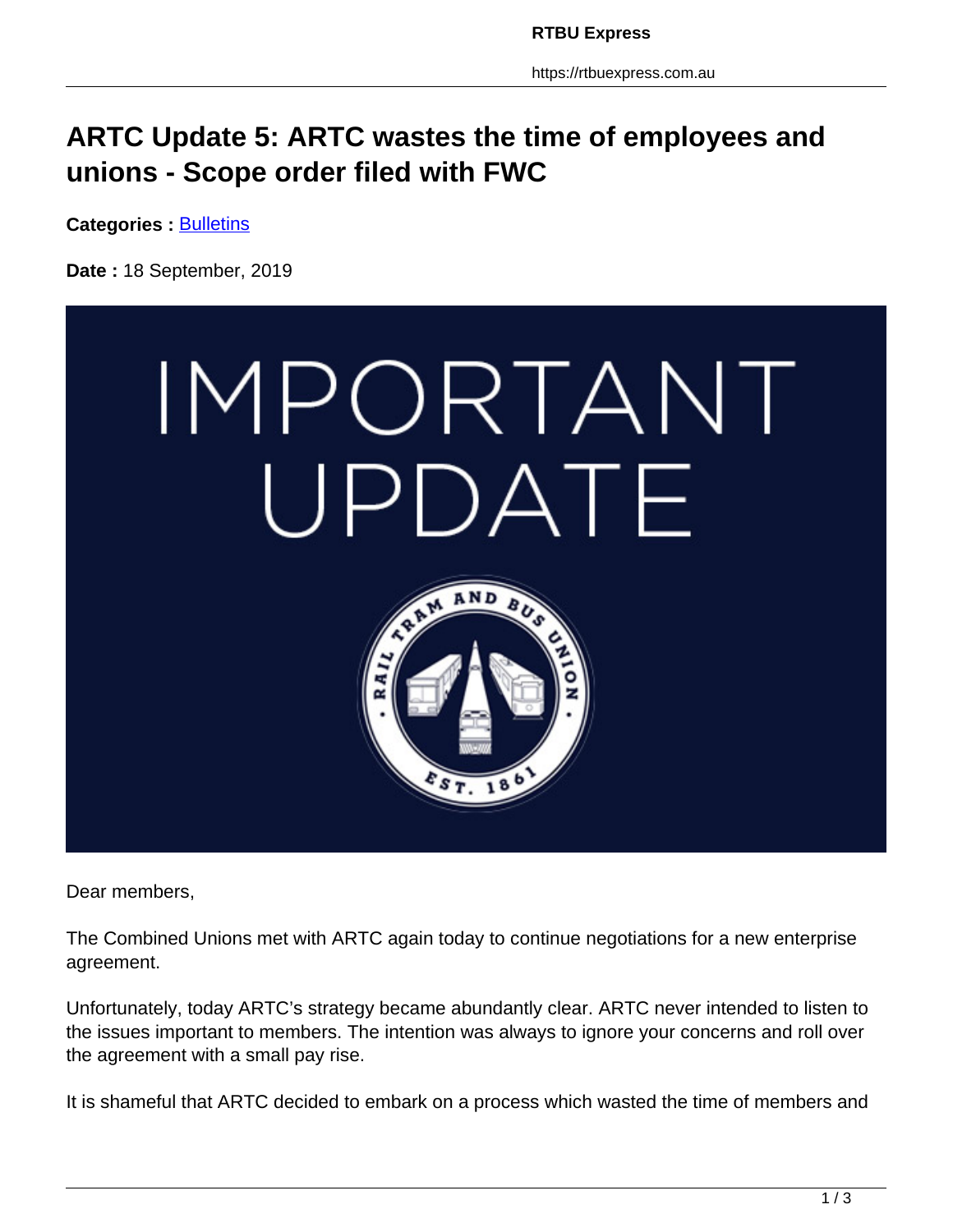# ARTC Update 5: ARTC wastes the time of employees and unions - Scope order filed with FWC

**Categories :** Bulletins

**Date :** 18 September, 2019

Dear members,

The Combined Unions met with ARTC again today to continue negotiations for a new enterprise agreement.

Unfortunately, today ARTC's strategy became abundantly clear. ARTC never intended to listen to the issues important to members. The intention was always to ignore your concerns and roll over the agreement with a small pay rise.

It is shameful that ARTC decided to embark on a process which wasted the time of members and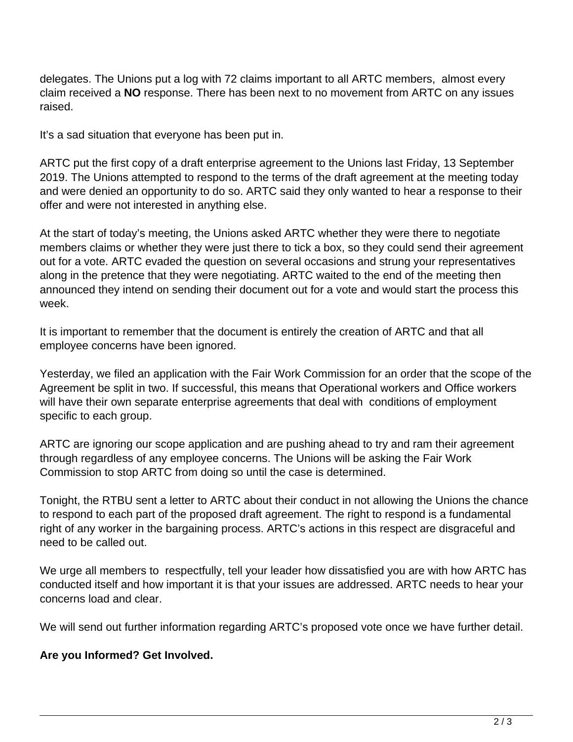delegates. The Unions put a log with 72 claims important to all ARTC members, almost every claim received a **NO** response. There has been next to no movement from ARTC on any issues raised.

It's a sad situation that everyone has been put in.

ARTC put the first copy of a draft enterprise agreement to the Unions last Friday, 13 September 2019. The Unions attempted to respond to the terms of the draft agreement at the meeting today and were denied an opportunity to do so. ARTC said they only wanted to hear a response to their offer and were not interested in anything else.

At the start of today's meeting, the Unions asked ARTC whether they were there to negotiate members claims or whether they were just there to tick a box, so they could send their agreement out for a vote. ARTC evaded the question on several occasions and strung your representatives along in the pretence that they were negotiating. ARTC waited to the end of the meeting then announced they intend on sending their document out for a vote and would start the process this week.

It is important to remember that the document is entirely the creation of ARTC and that all employee concerns have been ignored.

Yesterday, we filed an application with the Fair Work Commission for an order that the scope of the Agreement be split in two. If successful, this means that Operational workers and Office workers will have their own separate enterprise agreements that deal with conditions of employment specific to each group.

ARTC are ignoring our scope application and are pushing ahead to try and ram their agreement through regardless of any employee concerns. The Unions will be asking the Fair Work Commission to stop ARTC from doing so until the case is determined.

Tonight, the RTBU sent a letter to ARTC about their conduct in not allowing the Unions the chance to respond to each part of the proposed draft agreement. The right to respond is a fundamental right of any worker in the bargaining process. ARTC's actions in this respect are disgraceful and need to be called out.

We urge all members to respectfully, tell your leader how dissatisfied you are with how ARTC has conducted itself and how important it is that your issues are addressed. ARTC needs to hear your concerns load and clear.

We will send out further information regarding ARTC's proposed vote once we have further detail.

**Are you Informed? Get Involved.**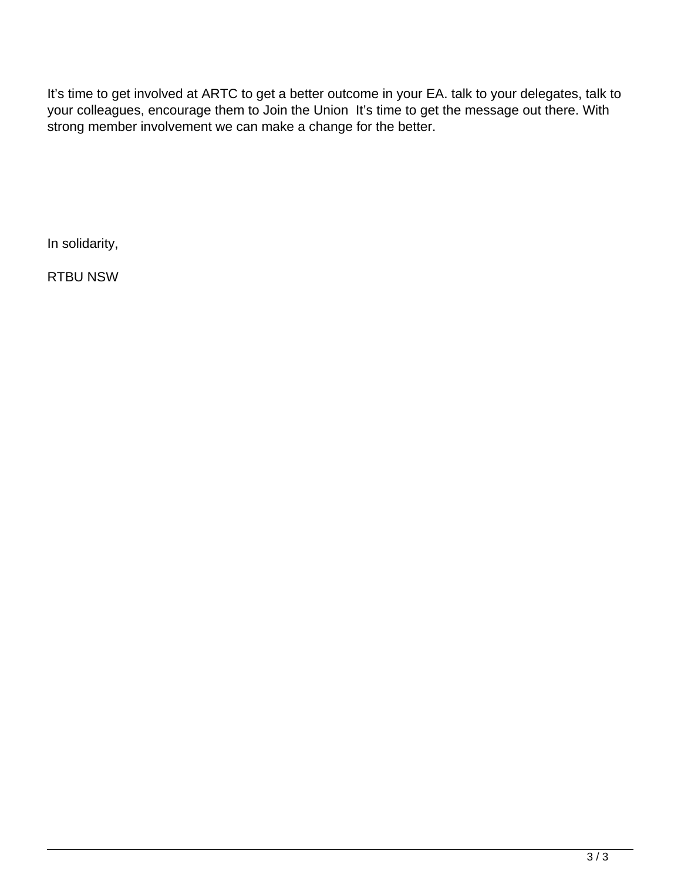It’s time to get involved at ARTC to get a better outcome in your EA. talk to your delegates, talk to your colleagues, encourage them to Join the Union  It’s time to get the message out there. With strong member involvement we can make a change for the better.

In solidarity,

RTBU NSW